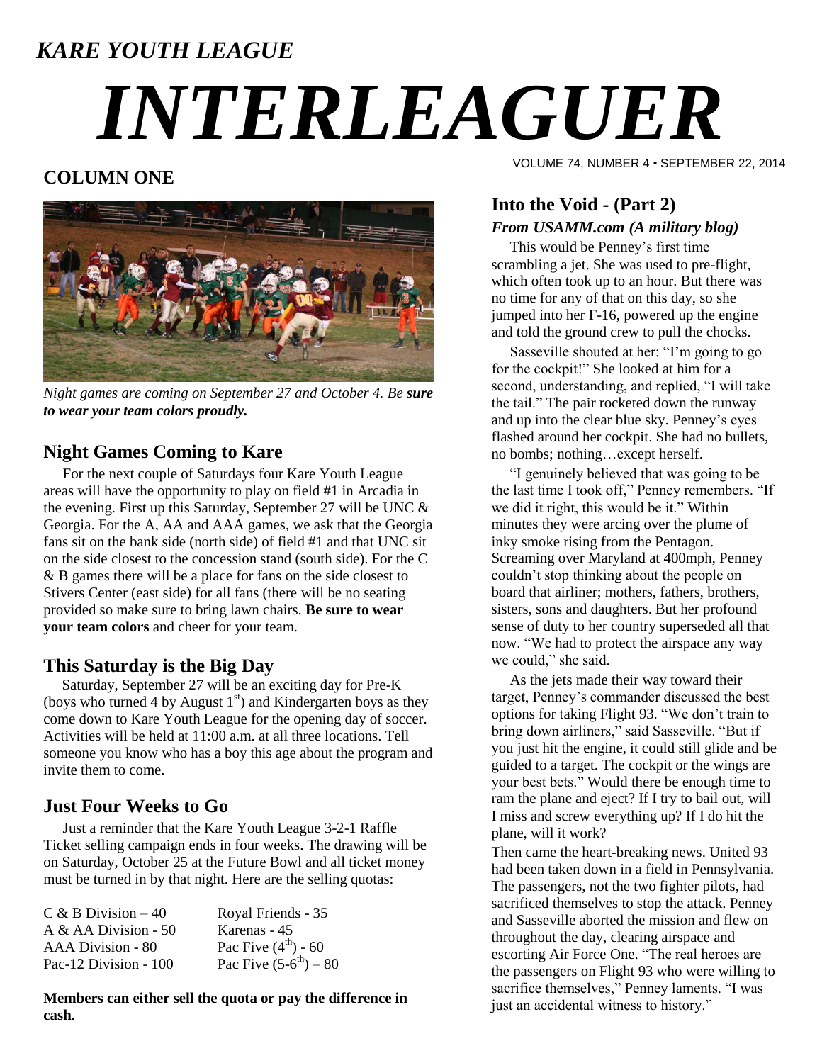*KARE YOUTH LEAGUE*

# *INTERLEAGUER*

VOLUME 74, NUMBER 4 • SEPTEMBER 22, 2014

## COLUMN ONE

*Night games are coming on September 27 and October 4. Be **sure to wear your team colors proudly.***

### Night Games Coming to Kare

For the next couple of Saturdays four Kare Youth League areas will have the opportunity to play on field #1 in Arcadia in the evening. First up this Saturday, September 27 will be UNC & Georgia. For the A, AA and AAA games, we ask that the Georgia fans sit on the bank side (north side) of field #1 and that UNC sit on the side closest to the concession stand (south side). For the C & B games there will be a place for fans on the side closest to Stivers Center (east side) for all fans (there will be no seating provided so make sure to bring lawn chairs. **Be sure to wear your team colors** and cheer for your team.

### This Saturday is the Big Day

Saturday, September 27 will be an exciting day for Pre-K (boys who turned 4 by August 1st) and Kindergarten boys as they come down to Kare Youth League for the opening day of soccer. Activities will be held at 11:00 a.m. at all three locations. Tell someone you know who has a boy this age about the program and invite them to come.

### Just Four Weeks to Go

Just a reminder that the Kare Youth League 3-2-1 Raffle Ticket selling campaign ends in four weeks. The drawing will be on Saturday, October 25 at the Future Bowl and all ticket money must be turned in by that night. Here are the selling quotas:

| | |
|---|---|
| C & B Division – 40 | Royal Friends - 35 |
| A & AA Division - 50 | Karenas - 45 |
| AAA Division - 80 | Pac Five (4th) - 60 |
| Pac-12 Division - 100 | Pac Five (5-6th) – 80 |

**Members can either sell the quota or pay the difference in cash.**

## Into the Void - (Part 2)

### *From USAMM.com (A military blog)*

This would be Penney's first time scrambling a jet. She was used to pre-flight, which often took up to an hour. But there was no time for any of that on this day, so she jumped into her F-16, powered up the engine and told the ground crew to pull the chocks.

Sasseville shouted at her: "I'm going to go for the cockpit!" She looked at him for a second, understanding, and replied, "I will take the tail." The pair rocketed down the runway and up into the clear blue sky. Penney's eyes flashed around her cockpit. She had no bullets, no bombs; nothing…except herself.

"I genuinely believed that was going to be the last time I took off," Penney remembers. "If we did it right, this would be it." Within minutes they were arcing over the plume of inky smoke rising from the Pentagon. Screaming over Maryland at 400mph, Penney couldn't stop thinking about the people on board that airliner; mothers, fathers, brothers, sisters, sons and daughters. But her profound sense of duty to her country superseded all that now. "We had to protect the airspace any way we could," she said.

As the jets made their way toward their target, Penney's commander discussed the best options for taking Flight 93. "We don't train to bring down airliners," said Sasseville. "But if you just hit the engine, it could still glide and be guided to a target. The cockpit or the wings are your best bets." Would there be enough time to ram the plane and eject? If I try to bail out, will I miss and screw everything up? If I do hit the plane, will it work?

Then came the heart-breaking news. United 93 had been taken down in a field in Pennsylvania. The passengers, not the two fighter pilots, had sacrificed themselves to stop the attack. Penney and Sasseville aborted the mission and flew on throughout the day, clearing airspace and escorting Air Force One. "The real heroes are the passengers on Flight 93 who were willing to sacrifice themselves," Penney laments. "I was just an accidental witness to history."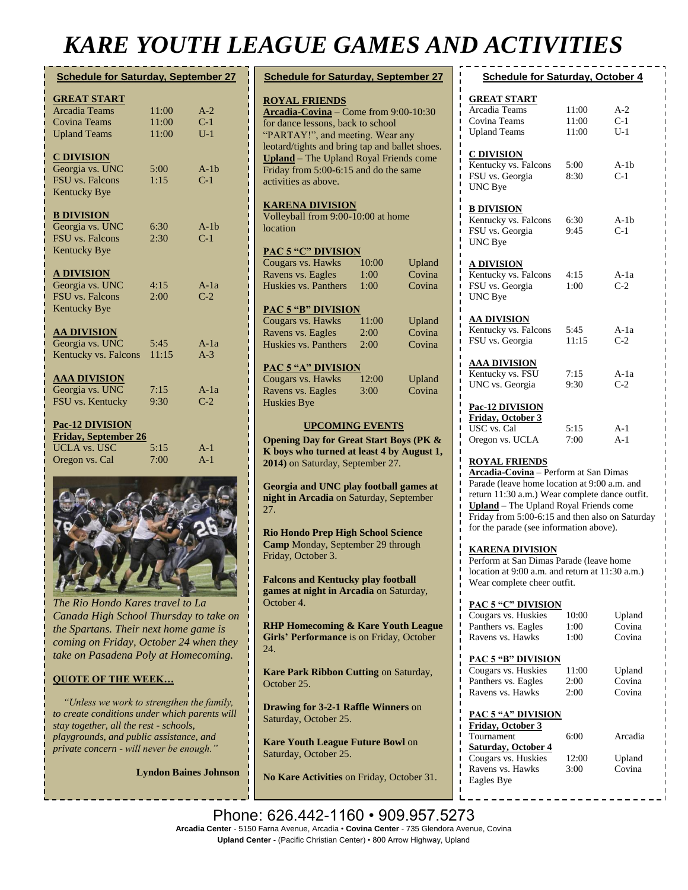# KARE YOUTH LEAGUE GAMES AND ACTIVITIES

## Schedule for Saturday, September 27

**GREAT START**

| | | |
|---|---|---|
| Arcadia Teams | 11:00 | A-2 |
| Covina Teams | 11:00 | C-1 |
| Upland Teams | 11:00 | U-1 |

**C DIVISION**

| | | |
|---|---|---|
| Georgia vs. UNC | 5:00 | A-1b |
| FSU vs. Falcons | 1:15 | C-1 |
| Kentucky Bye | | |

**B DIVISION**

| | | |
|---|---|---|
| Georgia vs. UNC | 6:30 | A-1b |
| FSU vs. Falcons | 2:30 | C-1 |
| Kentucky Bye | | |

**A DIVISION**

| | | |
|---|---|---|
| Georgia vs. UNC | 4:15 | A-1a |
| FSU vs. Falcons | 2:00 | C-2 |
| Kentucky Bye | | |

**AA DIVISION**

| | | |
|---|---|---|
| Georgia vs. UNC | 5:45 | A-1a |
| Kentucky vs. Falcons | 11:15 | A-3 |

**AAA DIVISION**

| | | |
|---|---|---|
| Georgia vs. UNC | 7:15 | A-1a |
| FSU vs. Kentucky | 9:30 | C-2 |

**Pac-12 DIVISION**
**Friday, September 26**

| | | |
|---|---|---|
| UCLA vs. USC | 5:15 | A-1 |
| Oregon vs. Cal | 7:00 | A-1 |

*The Rio Hondo Kares travel to La Canada High School Thursday to take on the Spartans. Their next home game is coming on Friday, October 24 when they take on Pasadena Poly at Homecoming.*

**QUOTE OF THE WEEK…**

*"Unless we work to strengthen the family, to create conditions under which parents will stay together, all the rest - schools, playgrounds, and public assistance, and private concern - will never be enough."*

**Lyndon Baines Johnson**

## Schedule for Saturday, September 27

**ROYAL FRIENDS**

**Arcadia-Covina** – Come from 9:00-10:30 for dance lessons, back to school "PARTAY!", and meeting. Wear any leotard/tights and bring tap and ballet shoes.
**Upland** – The Upland Royal Friends come Friday from 5:00-6:15 and do the same activities as above.

**KARENA DIVISION**

Volleyball from 9:00-10:00 at home location

**PAC 5 "C" DIVISION**

| | | |
|---|---|---|
| Cougars vs. Hawks | 10:00 | Upland |
| Ravens vs. Eagles | 1:00 | Covina |
| Huskies vs. Panthers | 1:00 | Covina |

**PAC 5 "B" DIVISION**

| | | |
|---|---|---|
| Cougars vs. Hawks | 11:00 | Upland |
| Ravens vs. Eagles | 2:00 | Covina |
| Huskies vs. Panthers | 2:00 | Covina |

**PAC 5 "A" DIVISION**

| | | |
|---|---|---|
| Cougars vs. Hawks | 12:00 | Upland |
| Ravens vs. Eagles | 3:00 | Covina |
| Huskies Bye | | |

**UPCOMING EVENTS**

**Opening Day for Great Start Boys (PK & K boys who turned at least 4 by August 1, 2014)** on Saturday, September 27.

**Georgia and UNC play football games at night in Arcadia** on Saturday, September 27.

**Rio Hondo Prep High School Science Camp** Monday, September 29 through Friday, October 3.

**Falcons and Kentucky play football games at night in Arcadia** on Saturday, October 4.

**RHP Homecoming & Kare Youth League Girls' Performance** is on Friday, October 24.

**Kare Park Ribbon Cutting** on Saturday, October 25.

**Drawing for 3-2-1 Raffle Winners** on Saturday, October 25.

**Kare Youth League Future Bowl** on Saturday, October 25.

**No Kare Activities** on Friday, October 31.

## Schedule for Saturday, October 4

**GREAT START**

| | | |
|---|---|---|
| Arcadia Teams | 11:00 | A-2 |
| Covina Teams | 11:00 | C-1 |
| Upland Teams | 11:00 | U-1 |

**C DIVISION**

| | | |
|---|---|---|
| Kentucky vs. Falcons | 5:00 | A-1b |
| FSU vs. Georgia | 8:30 | C-1 |
| UNC Bye | | |

**B DIVISION**

| | | |
|---|---|---|
| Kentucky vs. Falcons | 6:30 | A-1b |
| FSU vs. Georgia | 9:45 | C-1 |
| UNC Bye | | |

**A DIVISION**

| | | |
|---|---|---|
| Kentucky vs. Falcons | 4:15 | A-1a |
| FSU vs. Georgia | 1:00 | C-2 |
| UNC Bye | | |

**AA DIVISION**

| | | |
|---|---|---|
| Kentucky vs. Falcons | 5:45 | A-1a |
| FSU vs. Georgia | 11:15 | C-2 |

**AAA DIVISION**

| | | |
|---|---|---|
| Kentucky vs. FSU | 7:15 | A-1a |
| UNC vs. Georgia | 9:30 | C-2 |

**Pac-12 DIVISION**
**Friday, October 3**

| | | |
|---|---|---|
| USC vs. Cal | 5:15 | A-1 |
| Oregon vs. UCLA | 7:00 | A-1 |

**ROYAL FRIENDS**

**Arcadia-Covina** – Perform at San Dimas Parade (leave home location at 9:00 a.m. and return 11:30 a.m.) Wear complete dance outfit.
**Upland** – The Upland Royal Friends come Friday from 5:00-6:15 and then also on Saturday for the parade (see information above).

**KARENA DIVISION**

Perform at San Dimas Parade (leave home location at 9:00 a.m. and return at 11:30 a.m.) Wear complete cheer outfit.

**PAC 5 "C" DIVISION**

| | | |
|---|---|---|
| Cougars vs. Huskies | 10:00 | Upland |
| Panthers vs. Eagles | 1:00 | Covina |
| Ravens vs. Hawks | 1:00 | Covina |

**PAC 5 "B" DIVISION**

| | | |
|---|---|---|
| Cougars vs. Huskies | 11:00 | Upland |
| Panthers vs. Eagles | 2:00 | Covina |
| Ravens vs. Hawks | 2:00 | Covina |

**PAC 5 "A" DIVISION**

| | | |
|---|---|---|
| **Friday, October 3** | | |
| Tournament | 6:00 | Arcadia |
| **Saturday, October 4** | | |
| Cougars vs. Huskies | 12:00 | Upland |
| Ravens vs. Hawks | 3:00 | Covina |
| Eagles Bye | | |

Phone: 626.442-1160 • 909.957.5273

**Arcadia Center** - 5150 Farna Avenue, Arcadia • **Covina Center** - 735 Glendora Avenue, Covina
**Upland Center** - (Pacific Christian Center) • 800 Arrow Highway, Upland